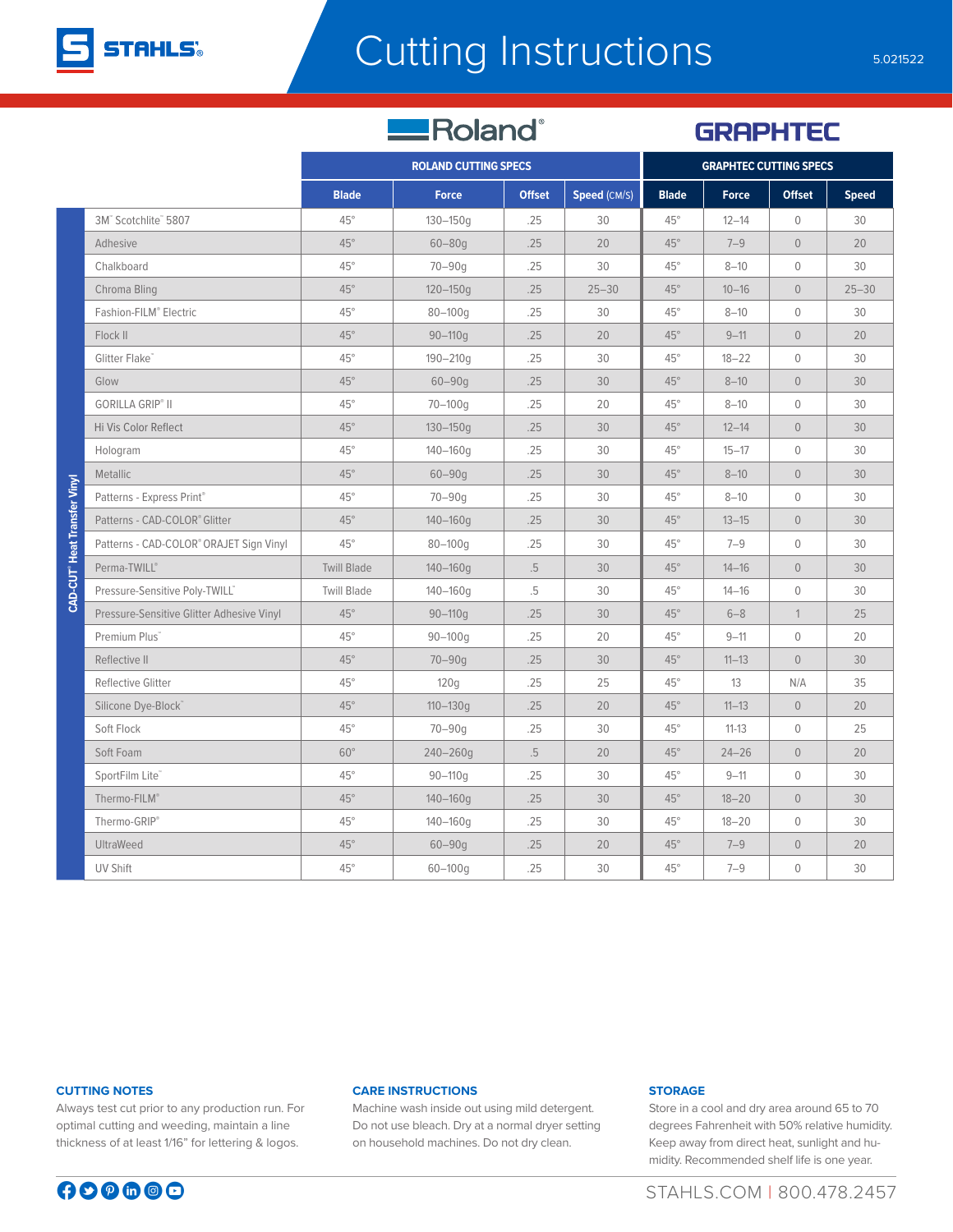# Cutting Instructions

5.021522

| CAD-CUT® Heat Transfer Vinyl | ROLAND CUTTING SPECS | | | | GRAPHTEC CUTTING SPECS | | | |
|---|---|---|---|---|---|---|---|---|
| | Blade | Force | Offset | Speed (CM/S) | Blade | Force | Offset | Speed |
| 3M™ Scotchlite™ 5807 | 45° | 130–150g | .25 | 30 | 45° | 12–14 | 0 | 30 |
| Adhesive | 45° | 60–80g | .25 | 20 | 45° | 7–9 | 0 | 20 |
| Chalkboard | 45° | 70–90g | .25 | 30 | 45° | 8–10 | 0 | 30 |
| Chroma Bling | 45° | 120–150g | .25 | 25–30 | 45° | 10–16 | 0 | 25–30 |
| Fashion-FILM® Electric | 45° | 80–100g | .25 | 30 | 45° | 8–10 | 0 | 30 |
| Flock II | 45° | 90–110g | .25 | 20 | 45° | 9–11 | 0 | 20 |
| Glitter Flake™ | 45° | 190–210g | .25 | 30 | 45° | 18–22 | 0 | 30 |
| Glow | 45° | 60–90g | .25 | 30 | 45° | 8–10 | 0 | 30 |
| GORILLA GRIP® II | 45° | 70–100g | .25 | 20 | 45° | 8–10 | 0 | 30 |
| Hi Vis Color Reflect | 45° | 130–150g | .25 | 30 | 45° | 12–14 | 0 | 30 |
| Hologram | 45° | 140–160g | .25 | 30 | 45° | 15–17 | 0 | 30 |
| Metallic | 45° | 60–90g | .25 | 30 | 45° | 8–10 | 0 | 30 |
| Patterns - Express Print® | 45° | 70–90g | .25 | 30 | 45° | 8–10 | 0 | 30 |
| Patterns - CAD-COLOR® Glitter | 45° | 140–160g | .25 | 30 | 45° | 13–15 | 0 | 30 |
| Patterns - CAD-COLOR® ORAJET Sign Vinyl | 45° | 80–100g | .25 | 30 | 45° | 7–9 | 0 | 30 |
| Perma-TWILL® | Twill Blade | 140–160g | .5 | 30 | 45° | 14–16 | 0 | 30 |
| Pressure-Sensitive Poly-TWILL™ | Twill Blade | 140–160g | .5 | 30 | 45° | 14–16 | 0 | 30 |
| Pressure-Sensitive Glitter Adhesive Vinyl | 45° | 90–110g | .25 | 30 | 45° | 6–8 | 1 | 25 |
| Premium Plus™ | 45° | 90–100g | .25 | 20 | 45° | 9–11 | 0 | 20 |
| Reflective II | 45° | 70–90g | .25 | 30 | 45° | 11–13 | 0 | 30 |
| Reflective Glitter | 45° | 120g | .25 | 25 | 45° | 13 | N/A | 35 |
| Silicone Dye-Block™ | 45° | 110–130g | .25 | 20 | 45° | 11–13 | 0 | 20 |
| Soft Flock | 45° | 70–90g | .25 | 30 | 45° | 11-13 | 0 | 25 |
| Soft Foam | 60° | 240–260g | .5 | 20 | 45° | 24–26 | 0 | 20 |
| SportFilm Lite™ | 45° | 90–110g | .25 | 30 | 45° | 9–11 | 0 | 30 |
| Thermo-FILM® | 45° | 140–160g | .25 | 30 | 45° | 18–20 | 0 | 30 |
| Thermo-GRIP® | 45° | 140–160g | .25 | 30 | 45° | 18–20 | 0 | 30 |
| UltraWeed | 45° | 60–90g | .25 | 20 | 45° | 7–9 | 0 | 20 |
| UV Shift | 45° | 60–100g | .25 | 30 | 45° | 7–9 | 0 | 30 |

### CUTTING NOTES

Always test cut prior to any production run. For optimal cutting and weeding, maintain a line thickness of at least 1/16" for lettering & logos.

### CARE INSTRUCTIONS

Machine wash inside out using mild detergent. Do not use bleach. Dry at a normal dryer setting on household machines. Do not dry clean.

### STORAGE

Store in a cool and dry area around 65 to 70 degrees Fahrenheit with 50% relative humidity. Keep away from direct heat, sunlight and humidity. Recommended shelf life is one year.

STAHLS.COM | 800.478.2457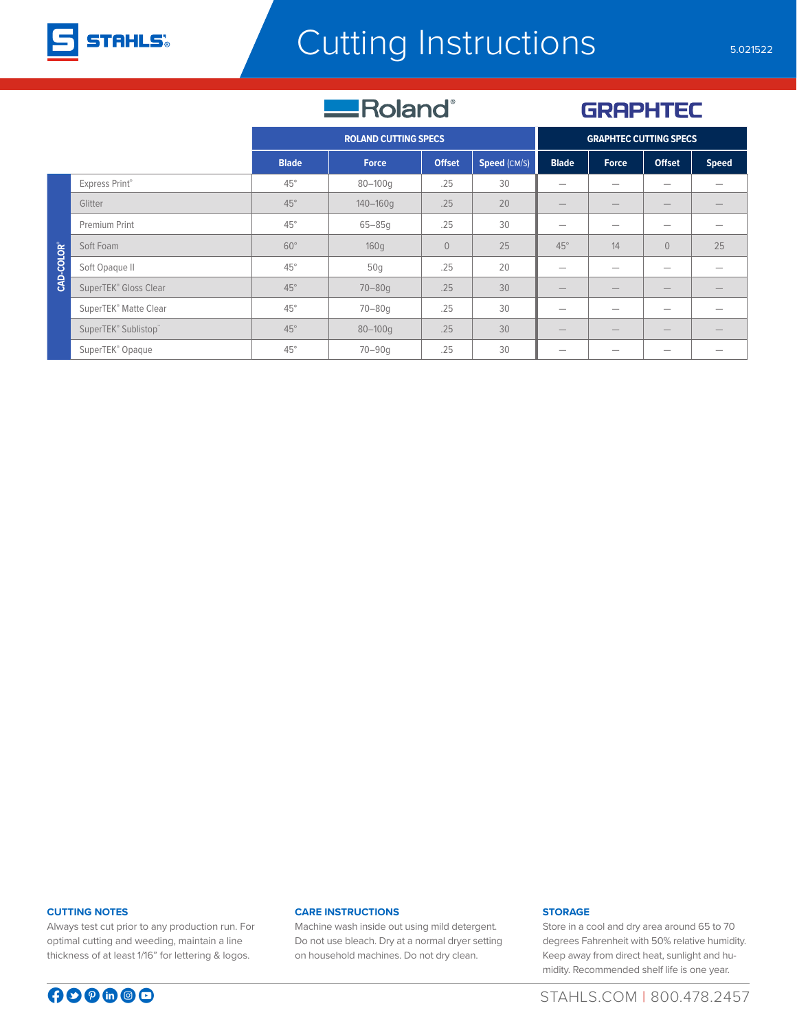# Cutting Instructions

5.021522

| | | Roland | | | | Graphtec | | | |
|---|---|---|---|---|---|---|---|---|---|
| | | ROLAND CUTTING SPECS | | | | GRAPHTEC CUTTING SPECS | | | |
| | | Blade | Force | Offset | Speed (CM/S) | Blade | Force | Offset | Speed |
| CAD-COLOR® | Express Print® | 45° | 80–100g | .25 | 30 | — | — | — | — |
| | Glitter | 45° | 140–160g | .25 | 20 | — | — | — | — |
| | Premium Print | 45° | 65–85g | .25 | 30 | — | — | — | — |
| | Soft Foam | 60° | 160g | 0 | 25 | 45° | 14 | 0 | 25 |
| | Soft Opaque II | 45° | 50g | .25 | 20 | — | — | — | — |
| | SuperTEK® Gloss Clear | 45° | 70–80g | .25 | 30 | — | — | — | — |
| | SuperTEK® Matte Clear | 45° | 70–80g | .25 | 30 | — | — | — | — |
| | SuperTEK® Sublistop™ | 45° | 80–100g | .25 | 30 | — | — | — | — |
| | SuperTEK® Opaque | 45° | 70–90g | .25 | 30 | — | — | — | — |

### CUTTING NOTES

Always test cut prior to any production run. For optimal cutting and weeding, maintain a line thickness of at least 1/16" for lettering & logos.

### CARE INSTRUCTIONS

Machine wash inside out using mild detergent. Do not use bleach. Dry at a normal dryer setting on household machines. Do not dry clean.

### STORAGE

Store in a cool and dry area around 65 to 70 degrees Fahrenheit with 50% relative humidity. Keep away from direct heat, sunlight and humidity. Recommended shelf life is one year.

STAHLS.COM | 800.478.2457